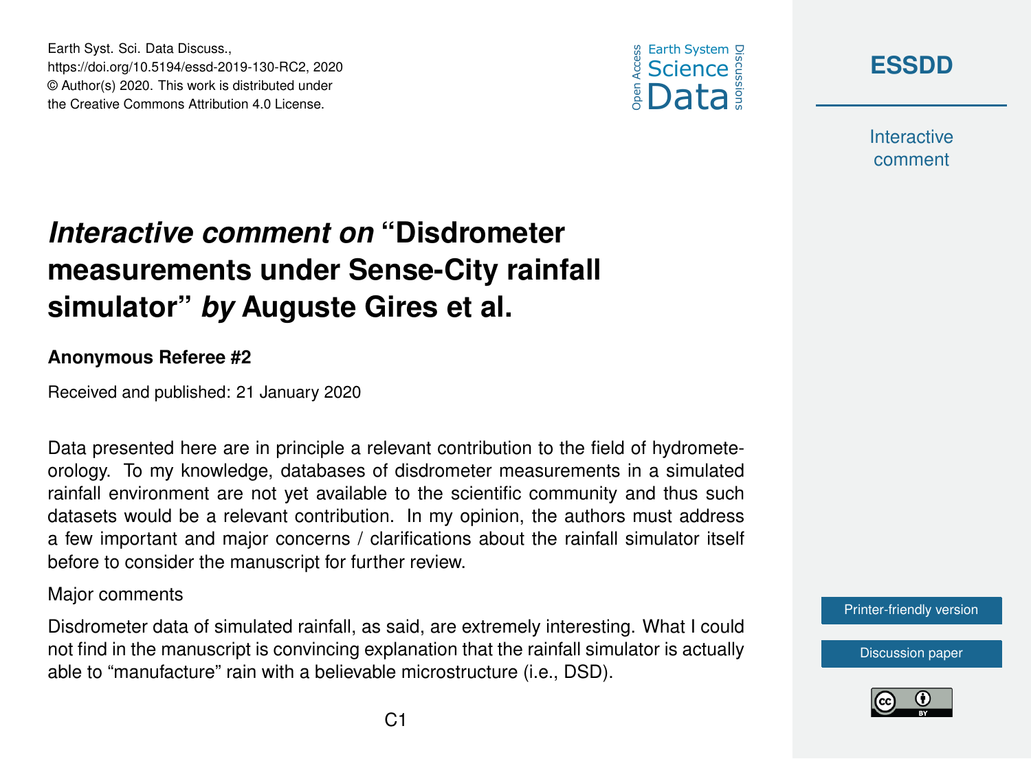Earth Syst. Sci. Data Discuss.,
https://doi.org/10.5194/essd-2019-130-RC2, 2020
© Author(s) 2020. This work is distributed under
the Creative Commons Attribution 4.0 License.

# *Interactive comment on* "Disdrometer measurements under Sense-City rainfall simulator" *by* Auguste Gires et al.

**Anonymous Referee #2**

Received and published: 21 January 2020

Data presented here are in principle a relevant contribution to the field of hydrometeorology. To my knowledge, databases of disdrometer measurements in a simulated rainfall environment are not yet available to the scientific community and thus such datasets would be a relevant contribution. In my opinion, the authors must address a few important and major concerns / clarifications about the rainfall simulator itself before to consider the manuscript for further review.

Major comments

Disdrometer data of simulated rainfall, as said, are extremely interesting. What I could not find in the manuscript is convincing explanation that the rainfall simulator is actually able to "manufacture" rain with a believable microstructure (i.e., DSD).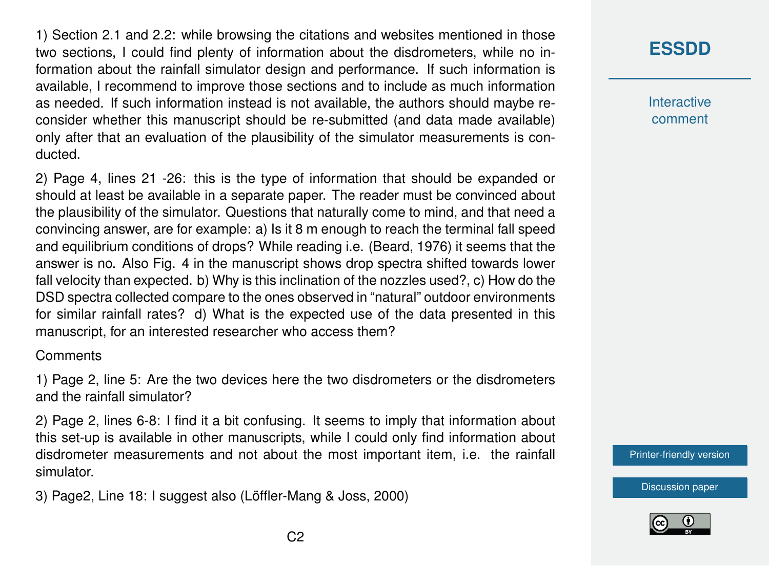1) Section 2.1 and 2.2: while browsing the citations and websites mentioned in those two sections, I could find plenty of information about the disdrometers, while no information about the rainfall simulator design and performance. If such information is available, I recommend to improve those sections and to include as much information as needed. If such information instead is not available, the authors should maybe reconsider whether this manuscript should be re-submitted (and data made available) only after that an evaluation of the plausibility of the simulator measurements is conducted.

2) Page 4, lines 21 -26: this is the type of information that should be expanded or should at least be available in a separate paper. The reader must be convinced about the plausibility of the simulator. Questions that naturally come to mind, and that need a convincing answer, are for example: a) Is it 8 m enough to reach the terminal fall speed and equilibrium conditions of drops? While reading i.e. (Beard, 1976) it seems that the answer is no. Also Fig. 4 in the manuscript shows drop spectra shifted towards lower fall velocity than expected. b) Why is this inclination of the nozzles used?, c) How do the DSD spectra collected compare to the ones observed in "natural" outdoor environments for similar rainfall rates? d) What is the expected use of the data presented in this manuscript, for an interested researcher who access them?

Comments

1) Page 2, line 5: Are the two devices here the two disdrometers or the disdrometers and the rainfall simulator?

2) Page 2, lines 6-8: I find it a bit confusing. It seems to imply that information about this set-up is available in other manuscripts, while I could only find information about disdrometer measurements and not about the most important item, i.e. the rainfall simulator.

3) Page2, Line 18: I suggest also (Löffler-Mang & Joss, 2000)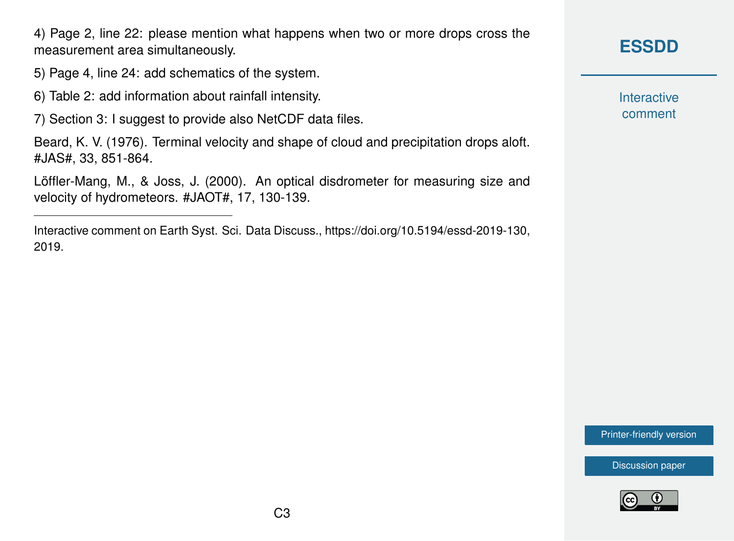4) Page 2, line 22: please mention what happens when two or more drops cross the measurement area simultaneously.

5) Page 4, line 24: add schematics of the system.

6) Table 2: add information about rainfall intensity.

7) Section 3: I suggest to provide also NetCDF data files.

Beard, K. V. (1976). Terminal velocity and shape of cloud and precipitation drops aloft. #JAS#, 33, 851-864.

Löffler-Mang, M., & Joss, J. (2000). An optical disdrometer for measuring size and velocity of hydrometeors. #JAOT#, 17, 130-139.

---

Interactive comment on Earth Syst. Sci. Data Discuss., https://doi.org/10.5194/essd-2019-130, 2019.